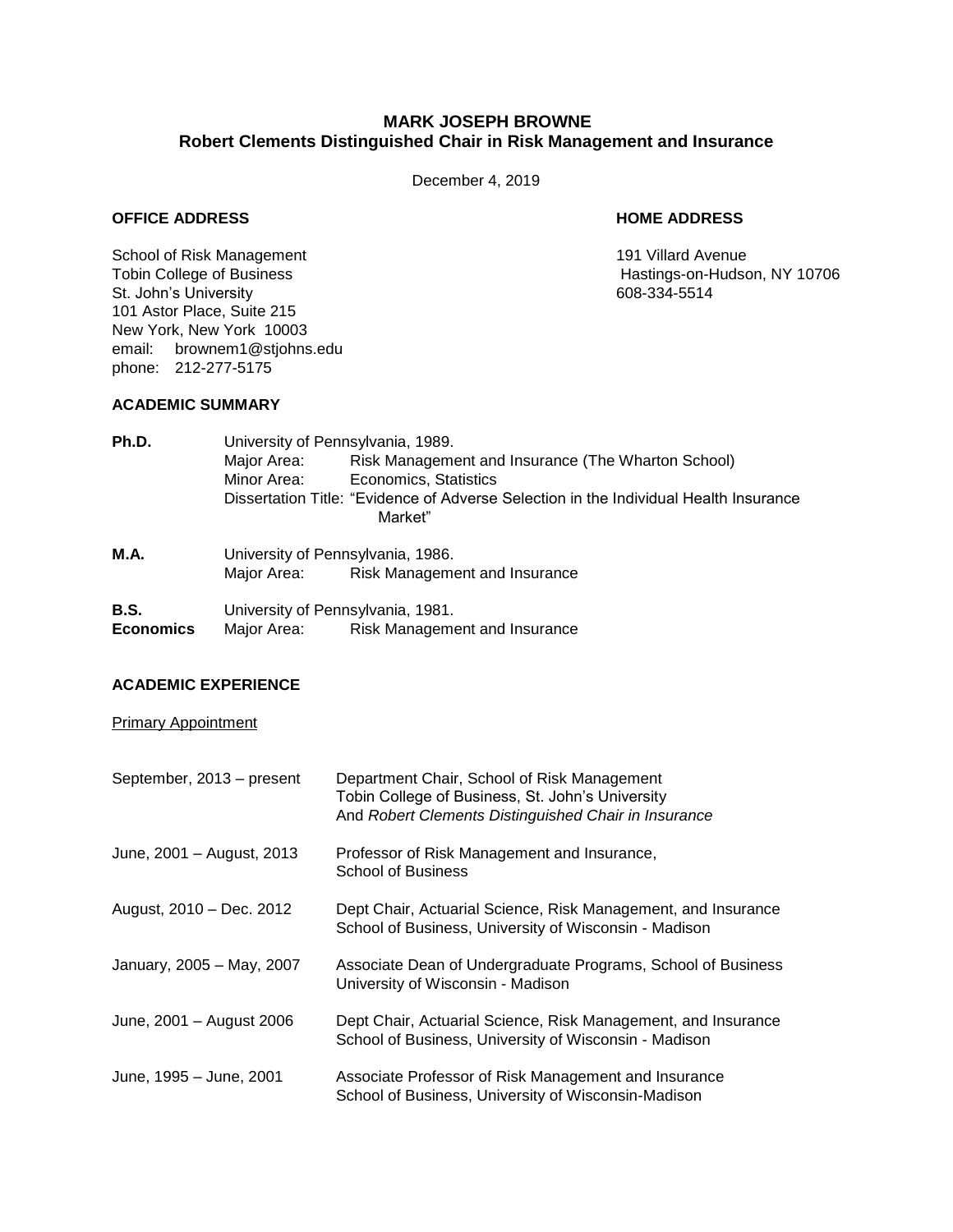# MARK JOSEPH BROWNE
## Robert Clements Distinguished Chair in Risk Management and Insurance

December 4, 2019

**OFFICE ADDRESS**

School of Risk Management
Tobin College of Business
St. John's University
101 Astor Place, Suite 215
New York, New York 10003
email: brownem1@stjohns.edu
phone: 212-277-5175

**HOME ADDRESS**

191 Villard Avenue
Hastings-on-Hudson, NY 10706
608-334-5514

**ACADEMIC SUMMARY**

**Ph.D.** University of Pennsylvania, 1989.
Major Area: Risk Management and Insurance (The Wharton School)
Minor Area: Economics, Statistics
Dissertation Title: "Evidence of Adverse Selection in the Individual Health Insurance Market"

**M.A.** University of Pennsylvania, 1986.
Major Area: Risk Management and Insurance

**B.S. Economics** University of Pennsylvania, 1981.
Major Area: Risk Management and Insurance

**ACADEMIC EXPERIENCE**

Primary Appointment

| | |
|---|---|
| September, 2013 – present | Department Chair, School of Risk Management<br>Tobin College of Business, St. John's University<br>And *Robert Clements Distinguished Chair in Insurance* |
| June, 2001 – August, 2013 | Professor of Risk Management and Insurance,<br>School of Business |
| August, 2010 – Dec. 2012 | Dept Chair, Actuarial Science, Risk Management, and Insurance<br>School of Business, University of Wisconsin - Madison |
| January, 2005 – May, 2007 | Associate Dean of Undergraduate Programs, School of Business<br>University of Wisconsin - Madison |
| June, 2001 – August 2006 | Dept Chair, Actuarial Science, Risk Management, and Insurance<br>School of Business, University of Wisconsin - Madison |
| June, 1995 – June, 2001 | Associate Professor of Risk Management and Insurance<br>School of Business, University of Wisconsin-Madison |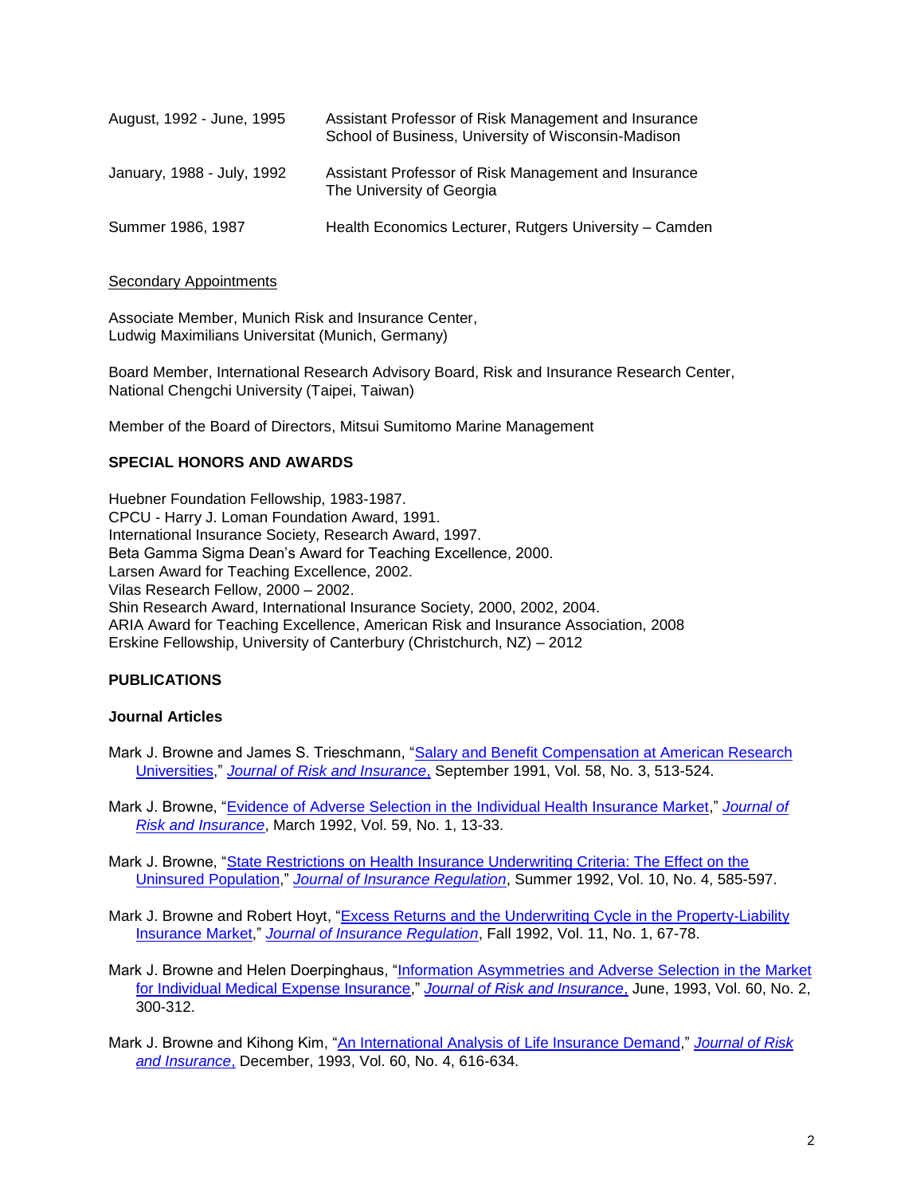| | |
|---|---|
| August, 1992 - June, 1995 | Assistant Professor of Risk Management and Insurance<br>School of Business, University of Wisconsin-Madison |
| January, 1988 - July, 1992 | Assistant Professor of Risk Management and Insurance<br>The University of Georgia |
| Summer 1986, 1987 | Health Economics Lecturer, Rutgers University – Camden |

Secondary Appointments

Associate Member, Munich Risk and Insurance Center,
Ludwig Maximilians Universitat (Munich, Germany)

Board Member, International Research Advisory Board, Risk and Insurance Research Center,
National Chengchi University (Taipei, Taiwan)

Member of the Board of Directors, Mitsui Sumitomo Marine Management

### SPECIAL HONORS AND AWARDS

Huebner Foundation Fellowship, 1983-1987.
CPCU - Harry J. Loman Foundation Award, 1991.
International Insurance Society, Research Award, 1997.
Beta Gamma Sigma Dean's Award for Teaching Excellence, 2000.
Larsen Award for Teaching Excellence, 2002.
Vilas Research Fellow, 2000 – 2002.
Shin Research Award, International Insurance Society, 2000, 2002, 2004.
ARIA Award for Teaching Excellence, American Risk and Insurance Association, 2008
Erskine Fellowship, University of Canterbury (Christchurch, NZ) – 2012

### PUBLICATIONS

#### Journal Articles

Mark J. Browne and James S. Trieschmann, "Salary and Benefit Compensation at American Research Universities," *Journal of Risk and Insurance*, September 1991, Vol. 58, No. 3, 513-524.

Mark J. Browne, "Evidence of Adverse Selection in the Individual Health Insurance Market," *Journal of Risk and Insurance*, March 1992, Vol. 59, No. 1, 13-33.

Mark J. Browne, "State Restrictions on Health Insurance Underwriting Criteria: The Effect on the Uninsured Population," *Journal of Insurance Regulation*, Summer 1992, Vol. 10, No. 4, 585-597.

Mark J. Browne and Robert Hoyt, "Excess Returns and the Underwriting Cycle in the Property-Liability Insurance Market," *Journal of Insurance Regulation*, Fall 1992, Vol. 11, No. 1, 67-78.

Mark J. Browne and Helen Doerpinghaus, "Information Asymmetries and Adverse Selection in the Market for Individual Medical Expense Insurance," *Journal of Risk and Insurance*, June, 1993, Vol. 60, No. 2, 300-312.

Mark J. Browne and Kihong Kim, "An International Analysis of Life Insurance Demand," *Journal of Risk and Insurance*, December, 1993, Vol. 60, No. 4, 616-634.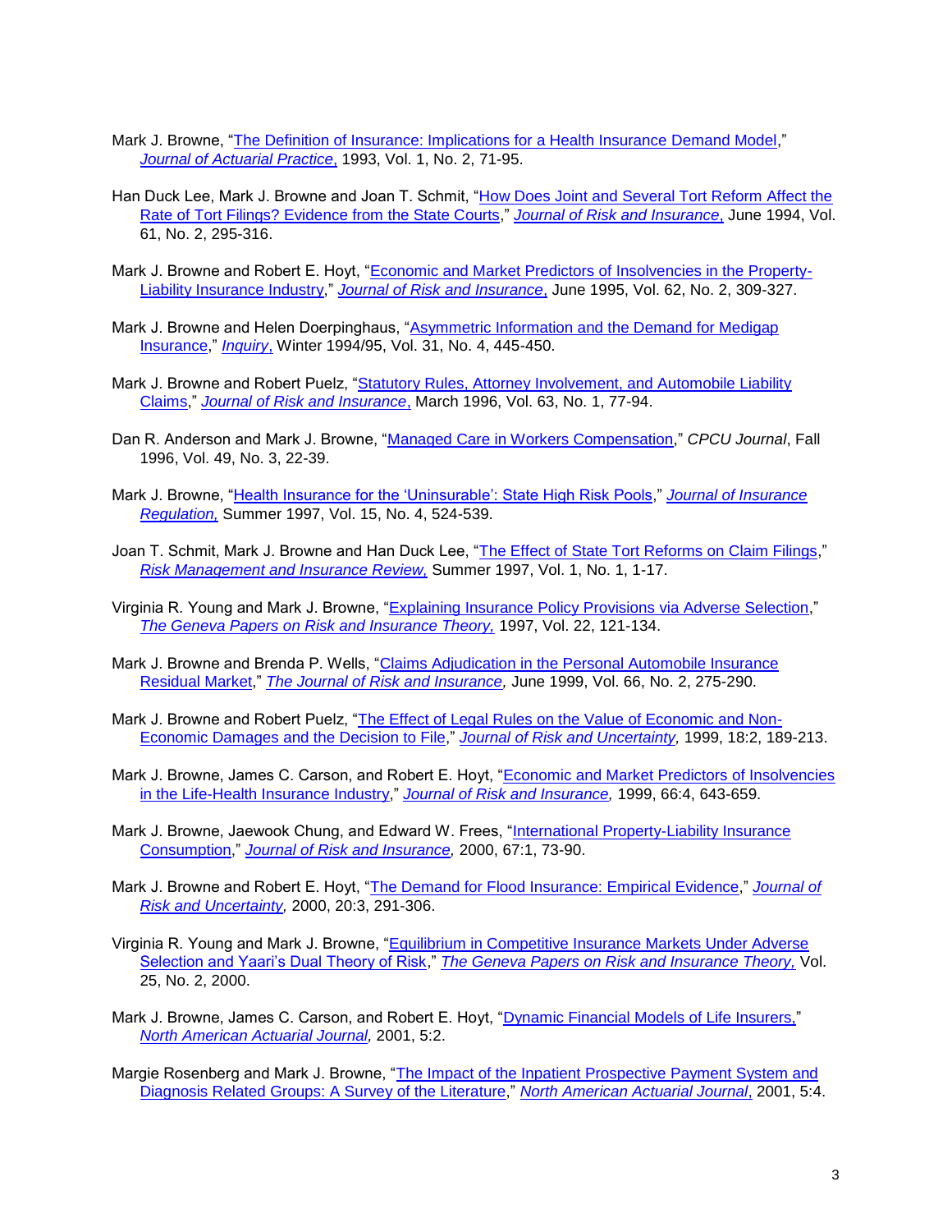Mark J. Browne, "The Definition of Insurance: Implications for a Health Insurance Demand Model," *Journal of Actuarial Practice*, 1993, Vol. 1, No. 2, 71-95.

Han Duck Lee, Mark J. Browne and Joan T. Schmit, "How Does Joint and Several Tort Reform Affect the Rate of Tort Filings? Evidence from the State Courts," *Journal of Risk and Insurance*, June 1994, Vol. 61, No. 2, 295-316.

Mark J. Browne and Robert E. Hoyt, "Economic and Market Predictors of Insolvencies in the Property-Liability Insurance Industry," *Journal of Risk and Insurance*, June 1995, Vol. 62, No. 2, 309-327.

Mark J. Browne and Helen Doerpinghaus, "Asymmetric Information and the Demand for Medigap Insurance," *Inquiry*, Winter 1994/95, Vol. 31, No. 4, 445-450.

Mark J. Browne and Robert Puelz, "Statutory Rules, Attorney Involvement, and Automobile Liability Claims," *Journal of Risk and Insurance*, March 1996, Vol. 63, No. 1, 77-94.

Dan R. Anderson and Mark J. Browne, "Managed Care in Workers Compensation," *CPCU Journal*, Fall 1996, Vol. 49, No. 3, 22-39.

Mark J. Browne, "Health Insurance for the 'Uninsurable': State High Risk Pools," *Journal of Insurance Regulation*, Summer 1997, Vol. 15, No. 4, 524-539.

Joan T. Schmit, Mark J. Browne and Han Duck Lee, "The Effect of State Tort Reforms on Claim Filings," *Risk Management and Insurance Review*, Summer 1997, Vol. 1, No. 1, 1-17.

Virginia R. Young and Mark J. Browne, "Explaining Insurance Policy Provisions via Adverse Selection," *The Geneva Papers on Risk and Insurance Theory*, 1997, Vol. 22, 121-134.

Mark J. Browne and Brenda P. Wells, "Claims Adjudication in the Personal Automobile Insurance Residual Market," *The Journal of Risk and Insurance*, June 1999, Vol. 66, No. 2, 275-290.

Mark J. Browne and Robert Puelz, "The Effect of Legal Rules on the Value of Economic and Non-Economic Damages and the Decision to File," *Journal of Risk and Uncertainty*, 1999, 18:2, 189-213.

Mark J. Browne, James C. Carson, and Robert E. Hoyt, "Economic and Market Predictors of Insolvencies in the Life-Health Insurance Industry," *Journal of Risk and Insurance*, 1999, 66:4, 643-659.

Mark J. Browne, Jaewook Chung, and Edward W. Frees, "International Property-Liability Insurance Consumption," *Journal of Risk and Insurance*, 2000, 67:1, 73-90.

Mark J. Browne and Robert E. Hoyt, "The Demand for Flood Insurance: Empirical Evidence," *Journal of Risk and Uncertainty*, 2000, 20:3, 291-306.

Virginia R. Young and Mark J. Browne, "Equilibrium in Competitive Insurance Markets Under Adverse Selection and Yaari's Dual Theory of Risk," *The Geneva Papers on Risk and Insurance Theory*, Vol. 25, No. 2, 2000.

Mark J. Browne, James C. Carson, and Robert E. Hoyt, "Dynamic Financial Models of Life Insurers," *North American Actuarial Journal*, 2001, 5:2.

Margie Rosenberg and Mark J. Browne, "The Impact of the Inpatient Prospective Payment System and Diagnosis Related Groups: A Survey of the Literature," *North American Actuarial Journal*, 2001, 5:4.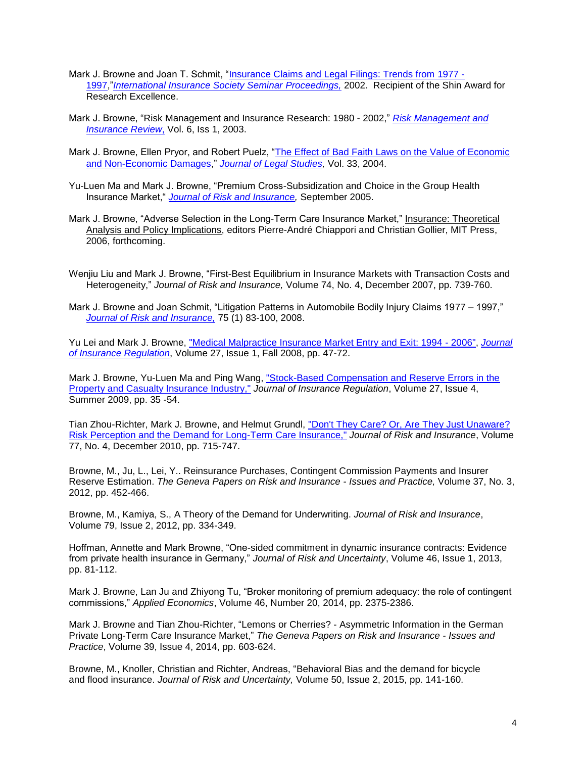Mark J. Browne and Joan T. Schmit, "Insurance Claims and Legal Filings: Trends from 1977 - 1997," *International Insurance Society Seminar Proceedings,* 2002. Recipient of the Shin Award for Research Excellence.

Mark J. Browne, "Risk Management and Insurance Research: 1980 - 2002," *Risk Management and Insurance Review,* Vol. 6, Iss 1, 2003.

Mark J. Browne, Ellen Pryor, and Robert Puelz, "The Effect of Bad Faith Laws on the Value of Economic and Non-Economic Damages," *Journal of Legal Studies,* Vol. 33, 2004.

Yu-Luen Ma and Mark J. Browne, "Premium Cross-Subsidization and Choice in the Group Health Insurance Market," *Journal of Risk and Insurance,* September 2005.

Mark J. Browne, "Adverse Selection in the Long-Term Care Insurance Market," Insurance: Theoretical Analysis and Policy Implications, editors Pierre-André Chiappori and Christian Gollier, MIT Press, 2006, forthcoming.

Wenjiu Liu and Mark J. Browne, "First-Best Equilibrium in Insurance Markets with Transaction Costs and Heterogeneity," *Journal of Risk and Insurance,* Volume 74, No. 4, December 2007, pp. 739-760.

Mark J. Browne and Joan Schmit, "Litigation Patterns in Automobile Bodily Injury Claims 1977 – 1997," *Journal of Risk and Insurance,* 75 (1) 83-100, 2008.

Yu Lei and Mark J. Browne, "Medical Malpractice Insurance Market Entry and Exit: 1994 - 2006", *Journal of Insurance Regulation*, Volume 27, Issue 1, Fall 2008, pp. 47-72.

Mark J. Browne, Yu-Luen Ma and Ping Wang, "Stock-Based Compensation and Reserve Errors in the Property and Casualty Insurance Industry," *Journal of Insurance Regulation*, Volume 27, Issue 4, Summer 2009, pp. 35 -54.

Tian Zhou-Richter, Mark J. Browne, and Helmut Grundl, "Don't They Care? Or, Are They Just Unaware? Risk Perception and the Demand for Long-Term Care Insurance," *Journal of Risk and Insurance*, Volume 77, No. 4, December 2010, pp. 715-747.

Browne, M., Ju, L., Lei, Y.. Reinsurance Purchases, Contingent Commission Payments and Insurer Reserve Estimation. *The Geneva Papers on Risk and Insurance - Issues and Practice,* Volume 37, No. 3, 2012, pp. 452-466.

Browne, M., Kamiya, S., A Theory of the Demand for Underwriting. *Journal of Risk and Insurance*, Volume 79, Issue 2, 2012, pp. 334-349.

Hoffman, Annette and Mark Browne, "One-sided commitment in dynamic insurance contracts: Evidence from private health insurance in Germany," *Journal of Risk and Uncertainty*, Volume 46, Issue 1, 2013, pp. 81-112.

Mark J. Browne, Lan Ju and Zhiyong Tu, "Broker monitoring of premium adequacy: the role of contingent commissions," *Applied Economics*, Volume 46, Number 20, 2014, pp. 2375-2386.

Mark J. Browne and Tian Zhou-Richter, "Lemons or Cherries? - Asymmetric Information in the German Private Long-Term Care Insurance Market," *The Geneva Papers on Risk and Insurance - Issues and Practice*, Volume 39, Issue 4, 2014, pp. 603-624.

Browne, M., Knoller, Christian and Richter, Andreas, "Behavioral Bias and the demand for bicycle and flood insurance. *Journal of Risk and Uncertainty,* Volume 50, Issue 2, 2015, pp. 141-160.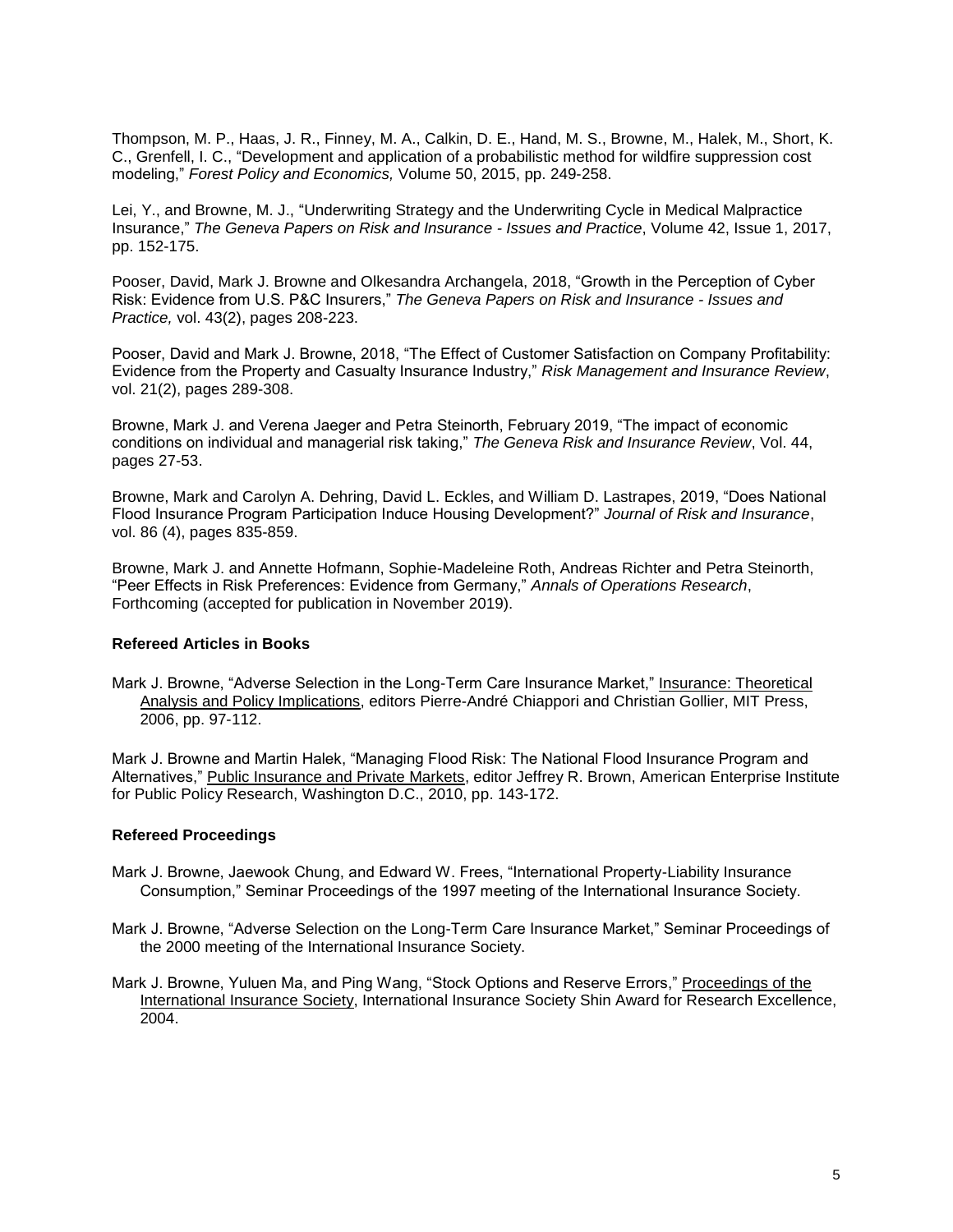Thompson, M. P., Haas, J. R., Finney, M. A., Calkin, D. E., Hand, M. S., Browne, M., Halek, M., Short, K. C., Grenfell, I. C., "Development and application of a probabilistic method for wildfire suppression cost modeling," *Forest Policy and Economics,* Volume 50, 2015, pp. 249-258.

Lei, Y., and Browne, M. J., "Underwriting Strategy and the Underwriting Cycle in Medical Malpractice Insurance," *The Geneva Papers on Risk and Insurance - Issues and Practice*, Volume 42, Issue 1, 2017, pp. 152-175.

Pooser, David, Mark J. Browne and Olkesandra Archangela, 2018, "Growth in the Perception of Cyber Risk: Evidence from U.S. P&C Insurers," *The Geneva Papers on Risk and Insurance - Issues and Practice,* vol. 43(2), pages 208-223.

Pooser, David and Mark J. Browne, 2018, "The Effect of Customer Satisfaction on Company Profitability: Evidence from the Property and Casualty Insurance Industry," *Risk Management and Insurance Review*, vol. 21(2), pages 289-308.

Browne, Mark J. and Verena Jaeger and Petra Steinorth, February 2019, "The impact of economic conditions on individual and managerial risk taking," *The Geneva Risk and Insurance Review*, Vol. 44, pages 27-53.

Browne, Mark and Carolyn A. Dehring, David L. Eckles, and William D. Lastrapes, 2019, "Does National Flood Insurance Program Participation Induce Housing Development?" *Journal of Risk and Insurance*, vol. 86 (4), pages 835-859.

Browne, Mark J. and Annette Hofmann, Sophie-Madeleine Roth, Andreas Richter and Petra Steinorth, "Peer Effects in Risk Preferences: Evidence from Germany," *Annals of Operations Research*, Forthcoming (accepted for publication in November 2019).

### Refereed Articles in Books

Mark J. Browne, "Adverse Selection in the Long-Term Care Insurance Market," Insurance: Theoretical Analysis and Policy Implications, editors Pierre-André Chiappori and Christian Gollier, MIT Press, 2006, pp. 97-112.

Mark J. Browne and Martin Halek, "Managing Flood Risk: The National Flood Insurance Program and Alternatives," Public Insurance and Private Markets, editor Jeffrey R. Brown, American Enterprise Institute for Public Policy Research, Washington D.C., 2010, pp. 143-172.

### Refereed Proceedings

Mark J. Browne, Jaewook Chung, and Edward W. Frees, "International Property-Liability Insurance Consumption," Seminar Proceedings of the 1997 meeting of the International Insurance Society.

Mark J. Browne, "Adverse Selection on the Long-Term Care Insurance Market," Seminar Proceedings of the 2000 meeting of the International Insurance Society.

Mark J. Browne, Yuluen Ma, and Ping Wang, "Stock Options and Reserve Errors," Proceedings of the International Insurance Society, International Insurance Society Shin Award for Research Excellence, 2004.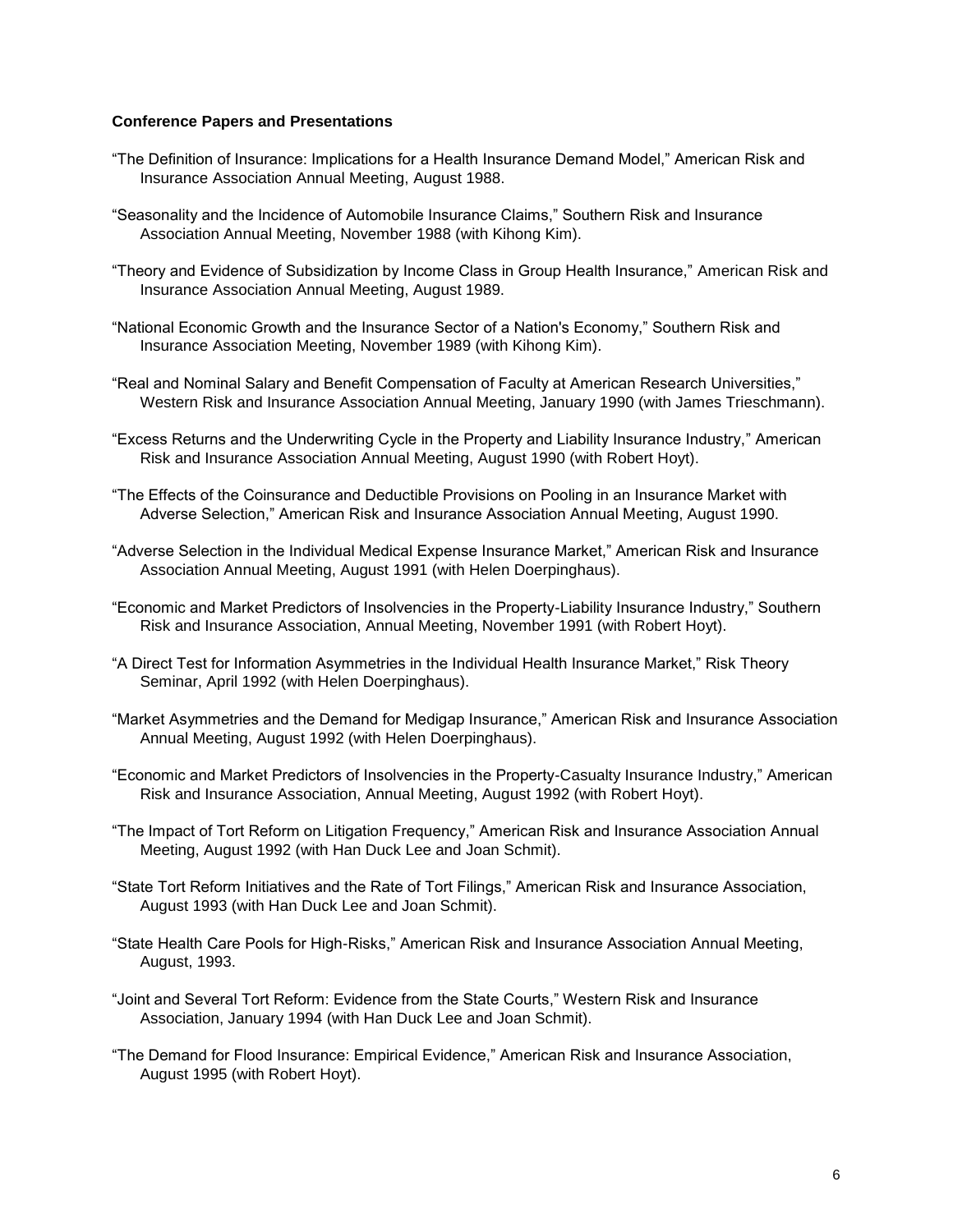**Conference Papers and Presentations**

"The Definition of Insurance: Implications for a Health Insurance Demand Model," American Risk and Insurance Association Annual Meeting, August 1988.

"Seasonality and the Incidence of Automobile Insurance Claims," Southern Risk and Insurance Association Annual Meeting, November 1988 (with Kihong Kim).

"Theory and Evidence of Subsidization by Income Class in Group Health Insurance," American Risk and Insurance Association Annual Meeting, August 1989.

"National Economic Growth and the Insurance Sector of a Nation's Economy," Southern Risk and Insurance Association Meeting, November 1989 (with Kihong Kim).

"Real and Nominal Salary and Benefit Compensation of Faculty at American Research Universities," Western Risk and Insurance Association Annual Meeting, January 1990 (with James Trieschmann).

"Excess Returns and the Underwriting Cycle in the Property and Liability Insurance Industry," American Risk and Insurance Association Annual Meeting, August 1990 (with Robert Hoyt).

"The Effects of the Coinsurance and Deductible Provisions on Pooling in an Insurance Market with Adverse Selection," American Risk and Insurance Association Annual Meeting, August 1990.

"Adverse Selection in the Individual Medical Expense Insurance Market," American Risk and Insurance Association Annual Meeting, August 1991 (with Helen Doerpinghaus).

"Economic and Market Predictors of Insolvencies in the Property-Liability Insurance Industry," Southern Risk and Insurance Association, Annual Meeting, November 1991 (with Robert Hoyt).

"A Direct Test for Information Asymmetries in the Individual Health Insurance Market," Risk Theory Seminar, April 1992 (with Helen Doerpinghaus).

"Market Asymmetries and the Demand for Medigap Insurance," American Risk and Insurance Association Annual Meeting, August 1992 (with Helen Doerpinghaus).

"Economic and Market Predictors of Insolvencies in the Property-Casualty Insurance Industry," American Risk and Insurance Association, Annual Meeting, August 1992 (with Robert Hoyt).

"The Impact of Tort Reform on Litigation Frequency," American Risk and Insurance Association Annual Meeting, August 1992 (with Han Duck Lee and Joan Schmit).

"State Tort Reform Initiatives and the Rate of Tort Filings," American Risk and Insurance Association, August 1993 (with Han Duck Lee and Joan Schmit).

"State Health Care Pools for High-Risks," American Risk and Insurance Association Annual Meeting, August, 1993.

"Joint and Several Tort Reform: Evidence from the State Courts," Western Risk and Insurance Association, January 1994 (with Han Duck Lee and Joan Schmit).

"The Demand for Flood Insurance: Empirical Evidence," American Risk and Insurance Association, August 1995 (with Robert Hoyt).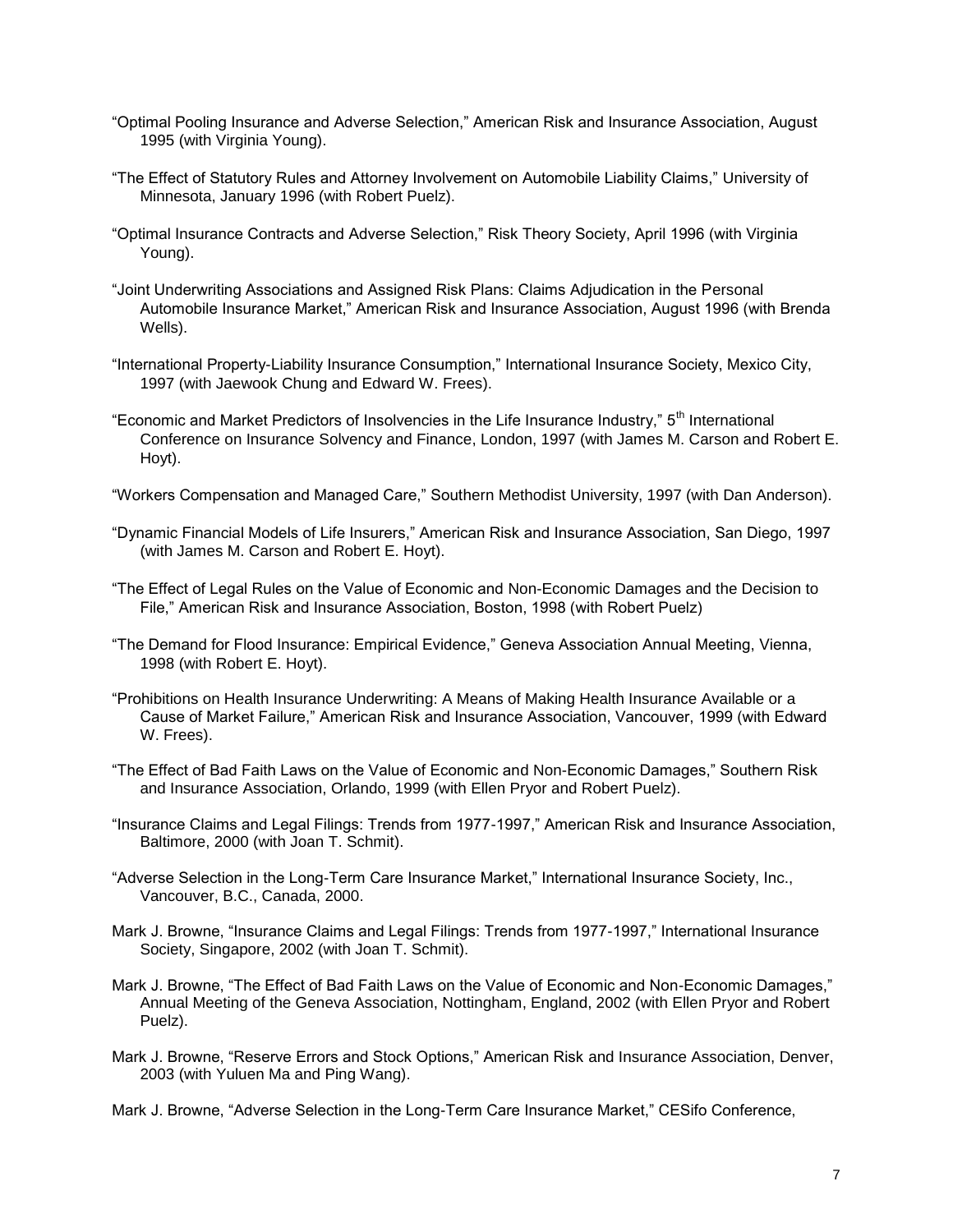"Optimal Pooling Insurance and Adverse Selection," American Risk and Insurance Association, August 1995 (with Virginia Young).

"The Effect of Statutory Rules and Attorney Involvement on Automobile Liability Claims," University of Minnesota, January 1996 (with Robert Puelz).

"Optimal Insurance Contracts and Adverse Selection," Risk Theory Society, April 1996 (with Virginia Young).

"Joint Underwriting Associations and Assigned Risk Plans: Claims Adjudication in the Personal Automobile Insurance Market," American Risk and Insurance Association, August 1996 (with Brenda Wells).

"International Property-Liability Insurance Consumption," International Insurance Society, Mexico City, 1997 (with Jaewook Chung and Edward W. Frees).

"Economic and Market Predictors of Insolvencies in the Life Insurance Industry," 5th International Conference on Insurance Solvency and Finance, London, 1997 (with James M. Carson and Robert E. Hoyt).

"Workers Compensation and Managed Care," Southern Methodist University, 1997 (with Dan Anderson).

"Dynamic Financial Models of Life Insurers," American Risk and Insurance Association, San Diego, 1997 (with James M. Carson and Robert E. Hoyt).

"The Effect of Legal Rules on the Value of Economic and Non-Economic Damages and the Decision to File," American Risk and Insurance Association, Boston, 1998 (with Robert Puelz)

"The Demand for Flood Insurance: Empirical Evidence," Geneva Association Annual Meeting, Vienna, 1998 (with Robert E. Hoyt).

"Prohibitions on Health Insurance Underwriting: A Means of Making Health Insurance Available or a Cause of Market Failure," American Risk and Insurance Association, Vancouver, 1999 (with Edward W. Frees).

"The Effect of Bad Faith Laws on the Value of Economic and Non-Economic Damages," Southern Risk and Insurance Association, Orlando, 1999 (with Ellen Pryor and Robert Puelz).

"Insurance Claims and Legal Filings: Trends from 1977-1997," American Risk and Insurance Association, Baltimore, 2000 (with Joan T. Schmit).

"Adverse Selection in the Long-Term Care Insurance Market," International Insurance Society, Inc., Vancouver, B.C., Canada, 2000.

Mark J. Browne, "Insurance Claims and Legal Filings: Trends from 1977-1997," International Insurance Society, Singapore, 2002 (with Joan T. Schmit).

Mark J. Browne, "The Effect of Bad Faith Laws on the Value of Economic and Non-Economic Damages," Annual Meeting of the Geneva Association, Nottingham, England, 2002 (with Ellen Pryor and Robert Puelz).

Mark J. Browne, "Reserve Errors and Stock Options," American Risk and Insurance Association, Denver, 2003 (with Yuluen Ma and Ping Wang).

Mark J. Browne, "Adverse Selection in the Long-Term Care Insurance Market," CESifo Conference,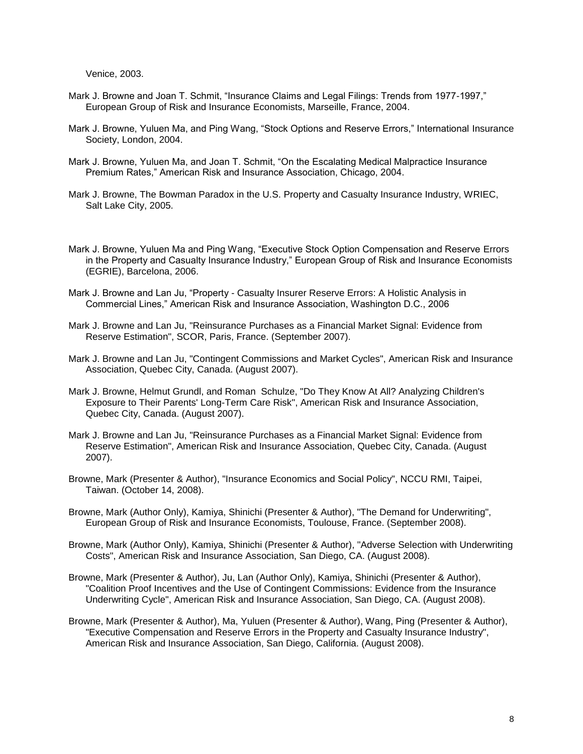Venice, 2003.

Mark J. Browne and Joan T. Schmit, “Insurance Claims and Legal Filings: Trends from 1977-1997,” European Group of Risk and Insurance Economists, Marseille, France, 2004.

Mark J. Browne, Yuluen Ma, and Ping Wang, “Stock Options and Reserve Errors,” International Insurance Society, London, 2004.

Mark J. Browne, Yuluen Ma, and Joan T. Schmit, “On the Escalating Medical Malpractice Insurance Premium Rates,” American Risk and Insurance Association, Chicago, 2004.

Mark J. Browne, The Bowman Paradox in the U.S. Property and Casualty Insurance Industry, WRIEC, Salt Lake City, 2005.

Mark J. Browne, Yuluen Ma and Ping Wang, “Executive Stock Option Compensation and Reserve Errors in the Property and Casualty Insurance Industry,” European Group of Risk and Insurance Economists (EGRIE), Barcelona, 2006.

Mark J. Browne and Lan Ju, “Property - Casualty Insurer Reserve Errors: A Holistic Analysis in Commercial Lines,” American Risk and Insurance Association, Washington D.C., 2006

Mark J. Browne and Lan Ju, "Reinsurance Purchases as a Financial Market Signal: Evidence from Reserve Estimation", SCOR, Paris, France. (September 2007).

Mark J. Browne and Lan Ju, "Contingent Commissions and Market Cycles", American Risk and Insurance Association, Quebec City, Canada. (August 2007).

Mark J. Browne, Helmut Grundl, and Roman Schulze, "Do They Know At All? Analyzing Children's Exposure to Their Parents' Long-Term Care Risk", American Risk and Insurance Association, Quebec City, Canada. (August 2007).

Mark J. Browne and Lan Ju, "Reinsurance Purchases as a Financial Market Signal: Evidence from Reserve Estimation", American Risk and Insurance Association, Quebec City, Canada. (August 2007).

Browne, Mark (Presenter & Author), "Insurance Economics and Social Policy", NCCU RMI, Taipei, Taiwan. (October 14, 2008).

Browne, Mark (Author Only), Kamiya, Shinichi (Presenter & Author), "The Demand for Underwriting", European Group of Risk and Insurance Economists, Toulouse, France. (September 2008).

Browne, Mark (Author Only), Kamiya, Shinichi (Presenter & Author), "Adverse Selection with Underwriting Costs", American Risk and Insurance Association, San Diego, CA. (August 2008).

Browne, Mark (Presenter & Author), Ju, Lan (Author Only), Kamiya, Shinichi (Presenter & Author), "Coalition Proof Incentives and the Use of Contingent Commissions: Evidence from the Insurance Underwriting Cycle", American Risk and Insurance Association, San Diego, CA. (August 2008).

Browne, Mark (Presenter & Author), Ma, Yuluen (Presenter & Author), Wang, Ping (Presenter & Author), "Executive Compensation and Reserve Errors in the Property and Casualty Insurance Industry", American Risk and Insurance Association, San Diego, California. (August 2008).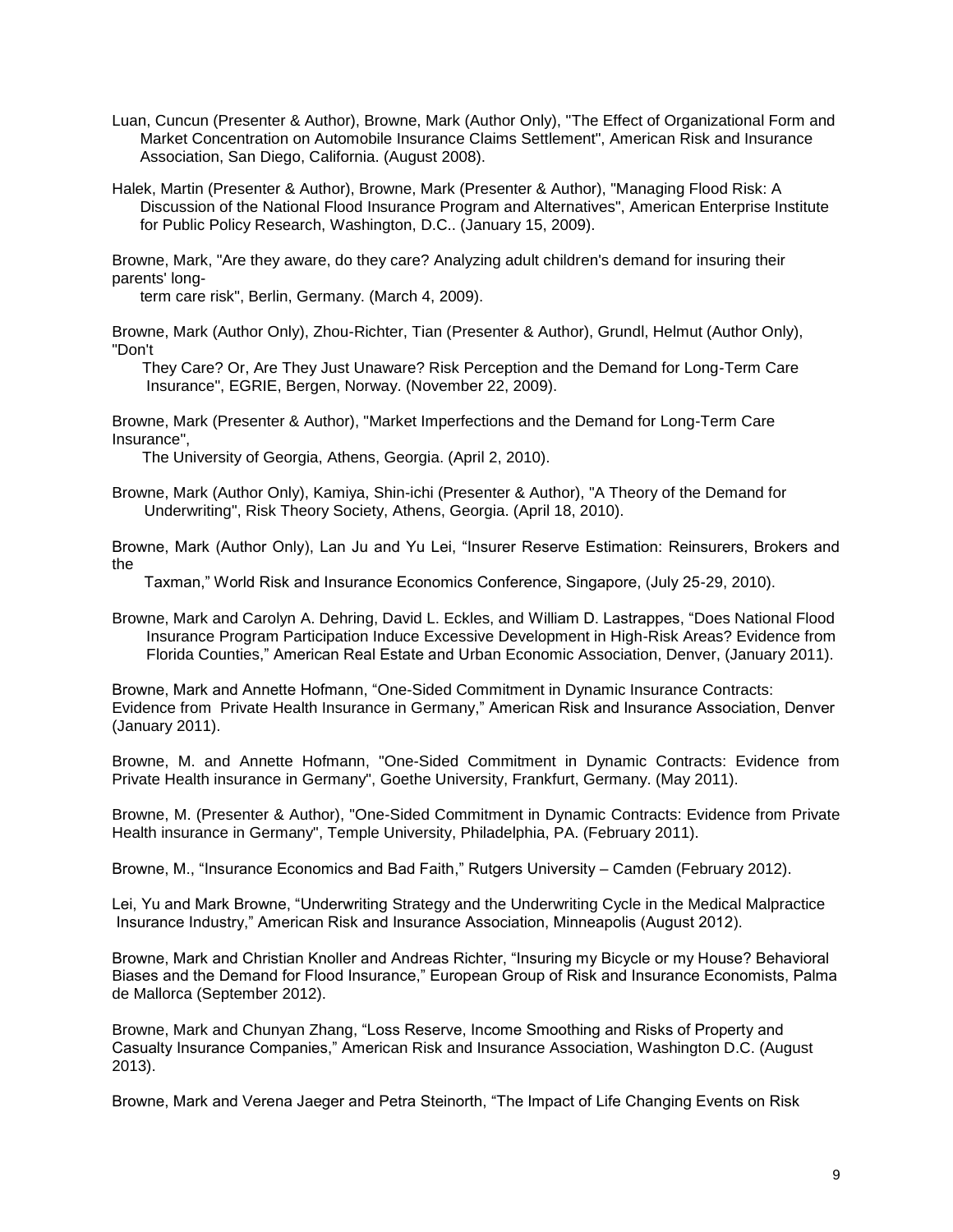Luan, Cuncun (Presenter & Author), Browne, Mark (Author Only), "The Effect of Organizational Form and Market Concentration on Automobile Insurance Claims Settlement", American Risk and Insurance Association, San Diego, California. (August 2008).

Halek, Martin (Presenter & Author), Browne, Mark (Presenter & Author), "Managing Flood Risk: A Discussion of the National Flood Insurance Program and Alternatives", American Enterprise Institute for Public Policy Research, Washington, D.C.. (January 15, 2009).

Browne, Mark, "Are they aware, do they care? Analyzing adult children's demand for insuring their parents' long-term care risk", Berlin, Germany. (March 4, 2009).

Browne, Mark (Author Only), Zhou-Richter, Tian (Presenter & Author), Grundl, Helmut (Author Only), "Don't They Care? Or, Are They Just Unaware? Risk Perception and the Demand for Long-Term Care Insurance", EGRIE, Bergen, Norway. (November 22, 2009).

Browne, Mark (Presenter & Author), "Market Imperfections and the Demand for Long-Term Care Insurance", The University of Georgia, Athens, Georgia. (April 2, 2010).

Browne, Mark (Author Only), Kamiya, Shin-ichi (Presenter & Author), "A Theory of the Demand for Underwriting", Risk Theory Society, Athens, Georgia. (April 18, 2010).

Browne, Mark (Author Only), Lan Ju and Yu Lei, "Insurer Reserve Estimation: Reinsurers, Brokers and the Taxman," World Risk and Insurance Economics Conference, Singapore, (July 25-29, 2010).

Browne, Mark and Carolyn A. Dehring, David L. Eckles, and William D. Lastrappes, "Does National Flood Insurance Program Participation Induce Excessive Development in High-Risk Areas? Evidence from Florida Counties," American Real Estate and Urban Economic Association, Denver, (January 2011).

Browne, Mark and Annette Hofmann, "One-Sided Commitment in Dynamic Insurance Contracts: Evidence from Private Health Insurance in Germany," American Risk and Insurance Association, Denver (January 2011).

Browne, M. and Annette Hofmann, "One-Sided Commitment in Dynamic Contracts: Evidence from Private Health insurance in Germany", Goethe University, Frankfurt, Germany. (May 2011).

Browne, M. (Presenter & Author), "One-Sided Commitment in Dynamic Contracts: Evidence from Private Health insurance in Germany", Temple University, Philadelphia, PA. (February 2011).

Browne, M., "Insurance Economics and Bad Faith," Rutgers University – Camden (February 2012).

Lei, Yu and Mark Browne, "Underwriting Strategy and the Underwriting Cycle in the Medical Malpractice Insurance Industry," American Risk and Insurance Association, Minneapolis (August 2012).

Browne, Mark and Christian Knoller and Andreas Richter, "Insuring my Bicycle or my House? Behavioral Biases and the Demand for Flood Insurance," European Group of Risk and Insurance Economists, Palma de Mallorca (September 2012).

Browne, Mark and Chunyan Zhang, "Loss Reserve, Income Smoothing and Risks of Property and Casualty Insurance Companies," American Risk and Insurance Association, Washington D.C. (August 2013).

Browne, Mark and Verena Jaeger and Petra Steinorth, "The Impact of Life Changing Events on Risk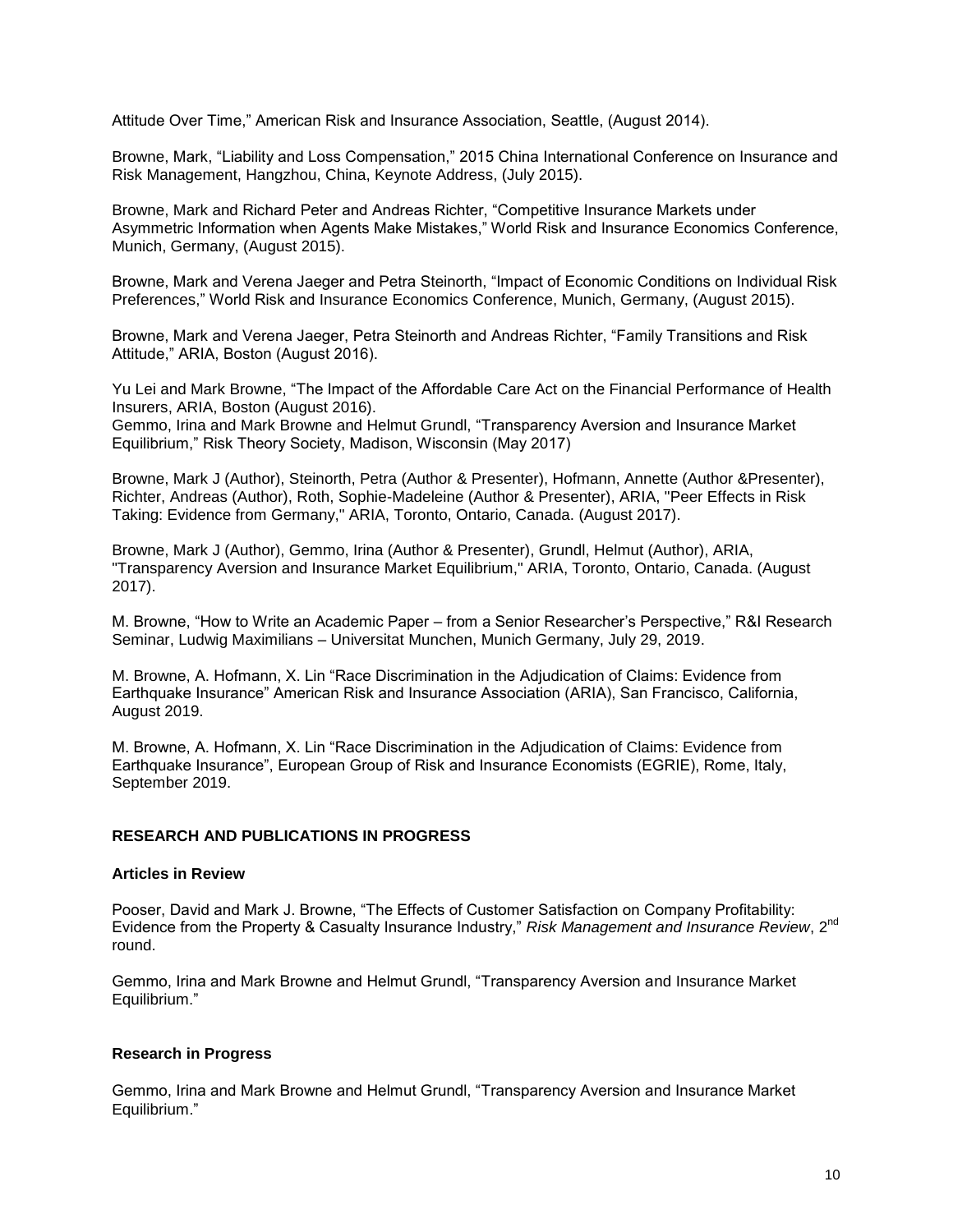Attitude Over Time," American Risk and Insurance Association, Seattle, (August 2014).

Browne, Mark, "Liability and Loss Compensation," 2015 China International Conference on Insurance and Risk Management, Hangzhou, China, Keynote Address, (July 2015).

Browne, Mark and Richard Peter and Andreas Richter, "Competitive Insurance Markets under Asymmetric Information when Agents Make Mistakes," World Risk and Insurance Economics Conference, Munich, Germany, (August 2015).

Browne, Mark and Verena Jaeger and Petra Steinorth, "Impact of Economic Conditions on Individual Risk Preferences," World Risk and Insurance Economics Conference, Munich, Germany, (August 2015).

Browne, Mark and Verena Jaeger, Petra Steinorth and Andreas Richter, "Family Transitions and Risk Attitude," ARIA, Boston (August 2016).

Yu Lei and Mark Browne, "The Impact of the Affordable Care Act on the Financial Performance of Health Insurers, ARIA, Boston (August 2016).
Gemmo, Irina and Mark Browne and Helmut Grundl, "Transparency Aversion and Insurance Market Equilibrium," Risk Theory Society, Madison, Wisconsin (May 2017)

Browne, Mark J (Author), Steinorth, Petra (Author & Presenter), Hofmann, Annette (Author &Presenter), Richter, Andreas (Author), Roth, Sophie-Madeleine (Author & Presenter), ARIA, "Peer Effects in Risk Taking: Evidence from Germany," ARIA, Toronto, Ontario, Canada. (August 2017).

Browne, Mark J (Author), Gemmo, Irina (Author & Presenter), Grundl, Helmut (Author), ARIA, "Transparency Aversion and Insurance Market Equilibrium," ARIA, Toronto, Ontario, Canada. (August 2017).

M. Browne, "How to Write an Academic Paper – from a Senior Researcher's Perspective," R&I Research Seminar, Ludwig Maximilians – Universitat Munchen, Munich Germany, July 29, 2019.

M. Browne, A. Hofmann, X. Lin "Race Discrimination in the Adjudication of Claims: Evidence from Earthquake Insurance" American Risk and Insurance Association (ARIA), San Francisco, California, August 2019.

M. Browne, A. Hofmann, X. Lin "Race Discrimination in the Adjudication of Claims: Evidence from Earthquake Insurance", European Group of Risk and Insurance Economists (EGRIE), Rome, Italy, September 2019.

## RESEARCH AND PUBLICATIONS IN PROGRESS

### Articles in Review

Pooser, David and Mark J. Browne, "The Effects of Customer Satisfaction on Company Profitability: Evidence from the Property & Casualty Insurance Industry," *Risk Management and Insurance Review*, 2nd round.

Gemmo, Irina and Mark Browne and Helmut Grundl, "Transparency Aversion and Insurance Market Equilibrium."

### Research in Progress

Gemmo, Irina and Mark Browne and Helmut Grundl, "Transparency Aversion and Insurance Market Equilibrium."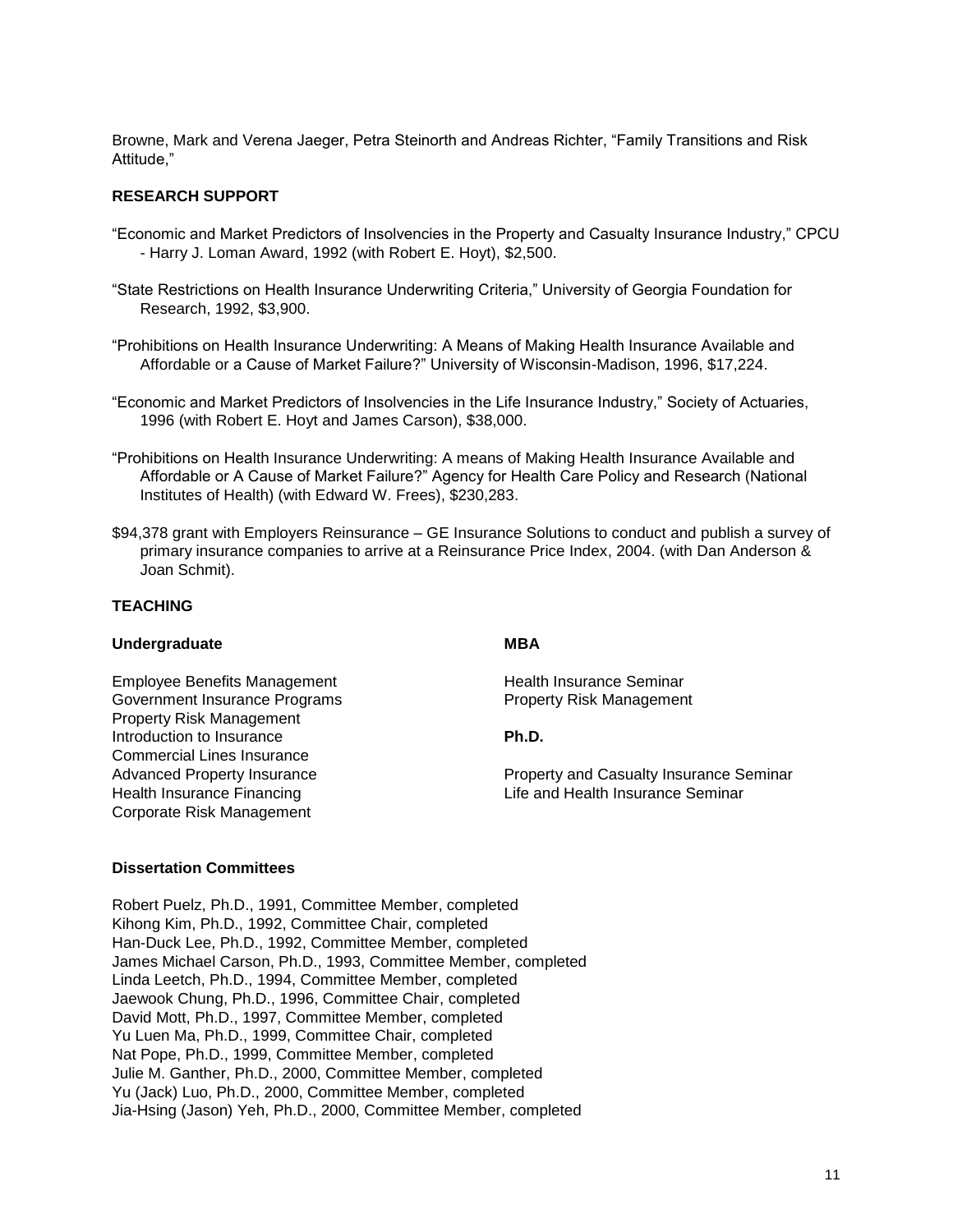Browne, Mark and Verena Jaeger, Petra Steinorth and Andreas Richter, "Family Transitions and Risk Attitude,"

## RESEARCH SUPPORT

"Economic and Market Predictors of Insolvencies in the Property and Casualty Insurance Industry," CPCU - Harry J. Loman Award, 1992 (with Robert E. Hoyt), $2,500.

"State Restrictions on Health Insurance Underwriting Criteria," University of Georgia Foundation for Research, 1992, $3,900.

"Prohibitions on Health Insurance Underwriting: A Means of Making Health Insurance Available and Affordable or a Cause of Market Failure?" University of Wisconsin-Madison, 1996, $17,224.

"Economic and Market Predictors of Insolvencies in the Life Insurance Industry," Society of Actuaries, 1996 (with Robert E. Hoyt and James Carson), $38,000.

"Prohibitions on Health Insurance Underwriting: A means of Making Health Insurance Available and Affordable or A Cause of Market Failure?" Agency for Health Care Policy and Research (National Institutes of Health) (with Edward W. Frees), $230,283.

$94,378 grant with Employers Reinsurance – GE Insurance Solutions to conduct and publish a survey of primary insurance companies to arrive at a Reinsurance Price Index, 2004. (with Dan Anderson & Joan Schmit).

## TEACHING

### Undergraduate

Employee Benefits Management
Government Insurance Programs
Property Risk Management
Introduction to Insurance
Commercial Lines Insurance
Advanced Property Insurance
Health Insurance Financing
Corporate Risk Management

### MBA

Health Insurance Seminar
Property Risk Management

### Ph.D.

Property and Casualty Insurance Seminar
Life and Health Insurance Seminar

### Dissertation Committees

Robert Puelz, Ph.D., 1991, Committee Member, completed
Kihong Kim, Ph.D., 1992, Committee Chair, completed
Han-Duck Lee, Ph.D., 1992, Committee Member, completed
James Michael Carson, Ph.D., 1993, Committee Member, completed
Linda Leetch, Ph.D., 1994, Committee Member, completed
Jaewook Chung, Ph.D., 1996, Committee Chair, completed
David Mott, Ph.D., 1997, Committee Member, completed
Yu Luen Ma, Ph.D., 1999, Committee Chair, completed
Nat Pope, Ph.D., 1999, Committee Member, completed
Julie M. Ganther, Ph.D., 2000, Committee Member, completed
Yu (Jack) Luo, Ph.D., 2000, Committee Member, completed
Jia-Hsing (Jason) Yeh, Ph.D., 2000, Committee Member, completed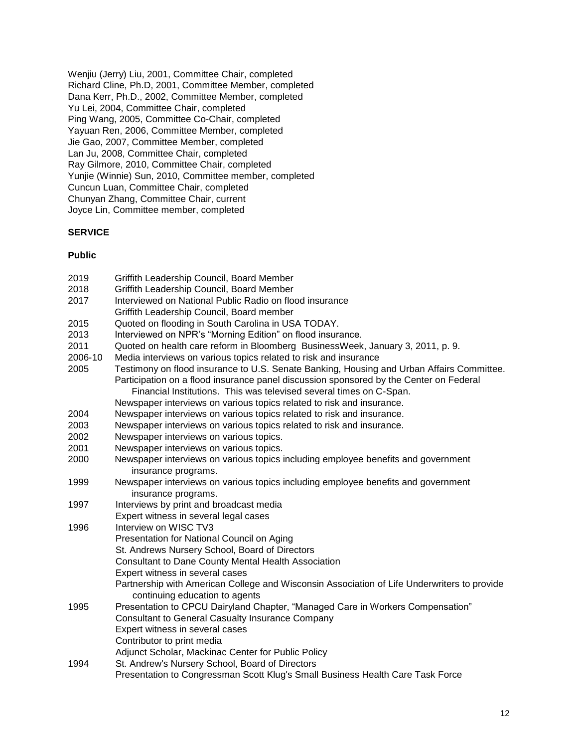Wenjiu (Jerry) Liu, 2001, Committee Chair, completed
Richard Cline, Ph.D, 2001, Committee Member, completed
Dana Kerr, Ph.D., 2002, Committee Member, completed
Yu Lei, 2004, Committee Chair, completed
Ping Wang, 2005, Committee Co-Chair, completed
Yayuan Ren, 2006, Committee Member, completed
Jie Gao, 2007, Committee Member, completed
Lan Ju, 2008, Committee Chair, completed
Ray Gilmore, 2010, Committee Chair, completed
Yunjie (Winnie) Sun, 2010, Committee member, completed
Cuncun Luan, Committee Chair, completed
Chunyan Zhang, Committee Chair, current
Joyce Lin, Committee member, completed

## SERVICE

### Public

2019 Griffith Leadership Council, Board Member

2018 Griffith Leadership Council, Board Member

2017 Interviewed on National Public Radio on flood insurance
Griffith Leadership Council, Board member

2015 Quoted on flooding in South Carolina in USA TODAY.

2013 Interviewed on NPR's "Morning Edition" on flood insurance.

2011 Quoted on health care reform in Bloomberg BusinessWeek, January 3, 2011, p. 9.

2006-10 Media interviews on various topics related to risk and insurance

2005 Testimony on flood insurance to U.S. Senate Banking, Housing and Urban Affairs Committee.
Participation on a flood insurance panel discussion sponsored by the Center on Federal Financial Institutions. This was televised several times on C-Span.
Newspaper interviews on various topics related to risk and insurance.

2004 Newspaper interviews on various topics related to risk and insurance.

2003 Newspaper interviews on various topics related to risk and insurance.

2002 Newspaper interviews on various topics.

2001 Newspaper interviews on various topics.

2000 Newspaper interviews on various topics including employee benefits and government insurance programs.

1999 Newspaper interviews on various topics including employee benefits and government insurance programs.

1997 Interviews by print and broadcast media
Expert witness in several legal cases

1996 Interview on WISC TV3
Presentation for National Council on Aging
St. Andrews Nursery School, Board of Directors
Consultant to Dane County Mental Health Association
Expert witness in several cases
Partnership with American College and Wisconsin Association of Life Underwriters to provide continuing education to agents

1995 Presentation to CPCU Dairyland Chapter, "Managed Care in Workers Compensation"
Consultant to General Casualty Insurance Company
Expert witness in several cases
Contributor to print media
Adjunct Scholar, Mackinac Center for Public Policy

1994 St. Andrew's Nursery School, Board of Directors
Presentation to Congressman Scott Klug's Small Business Health Care Task Force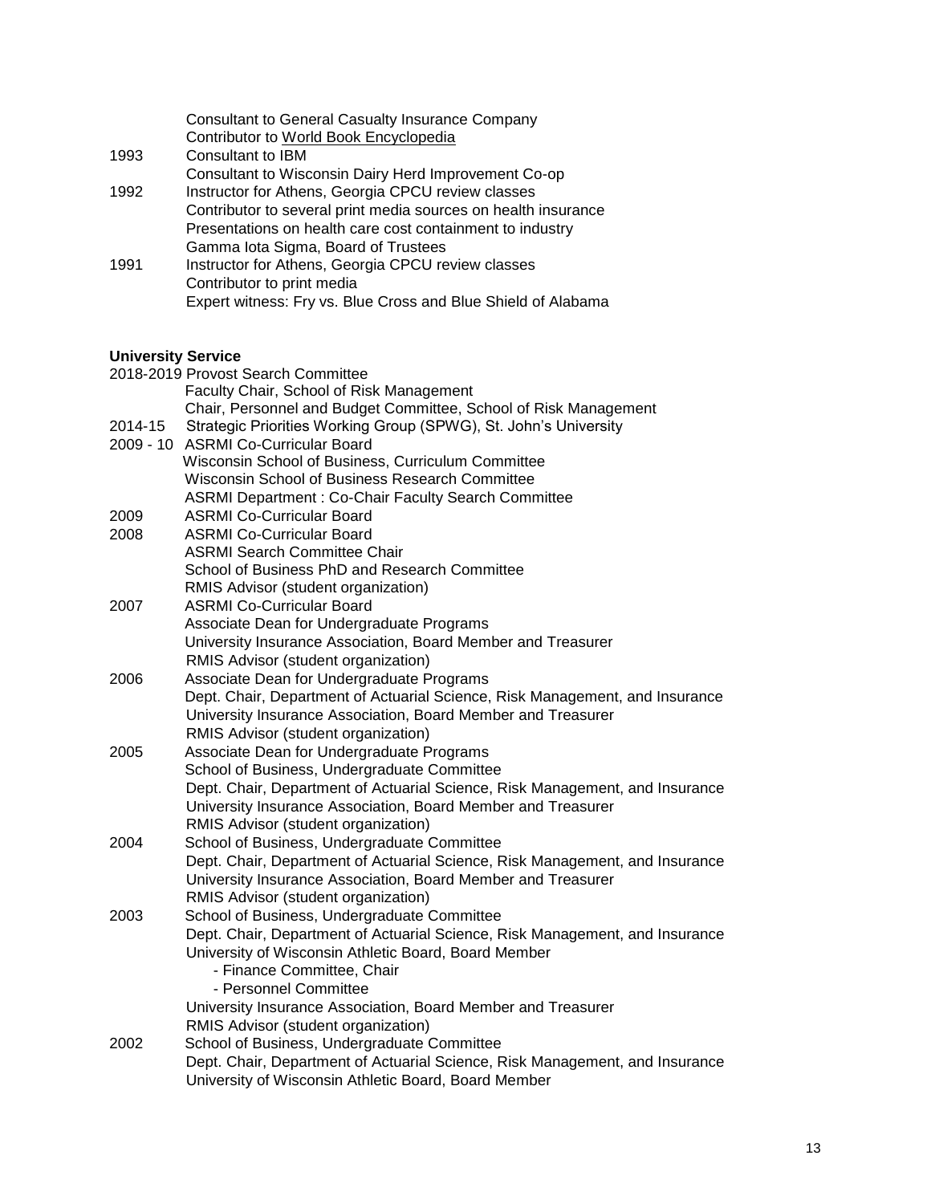|      |                                                               |
|------|---------------------------------------------------------------|
|      | Consultant to General Casualty Insurance Company              |
|      | Contributor to World Book Encyclopedia                        |
| 1993 | Consultant to IBM                                             |
|      | Consultant to Wisconsin Dairy Herd Improvement Co-op          |
| 1992 | Instructor for Athens, Georgia CPCU review classes            |
|      | Contributor to several print media sources on health insurance |
|      | Presentations on health care cost containment to industry     |
|      | Gamma Iota Sigma, Board of Trustees                           |
| 1991 | Instructor for Athens, Georgia CPCU review classes            |
|      | Contributor to print media                                    |
|      | Expert witness: Fry vs. Blue Cross and Blue Shield of Alabama |

**University Service**

|           |                                                                              |
|-----------|------------------------------------------------------------------------------|
| 2018-2019 | Provost Search Committee                                                     |
|           | Faculty Chair, School of Risk Management                                     |
|           | Chair, Personnel and Budget Committee, School of Risk Management             |
| 2014-15   | Strategic Priorities Working Group (SPWG), St. John's University             |
| 2009 - 10 | ASRMI Co-Curricular Board                                                    |
|           | Wisconsin School of Business, Curriculum Committee                           |
|           | Wisconsin School of Business Research Committee                              |
|           | ASRMI Department : Co-Chair Faculty Search Committee                         |
| 2009      | ASRMI Co-Curricular Board                                                    |
| 2008      | ASRMI Co-Curricular Board                                                    |
|           | ASRMI Search Committee Chair                                                 |
|           | School of Business PhD and Research Committee                                |
|           | RMIS Advisor (student organization)                                          |
| 2007      | ASRMI Co-Curricular Board                                                    |
|           | Associate Dean for Undergraduate Programs                                    |
|           | University Insurance Association, Board Member and Treasurer                 |
|           | RMIS Advisor (student organization)                                          |
| 2006      | Associate Dean for Undergraduate Programs                                    |
|           | Dept. Chair, Department of Actuarial Science, Risk Management, and Insurance |
|           | University Insurance Association, Board Member and Treasurer                 |
|           | RMIS Advisor (student organization)                                          |
| 2005      | Associate Dean for Undergraduate Programs                                    |
|           | School of Business, Undergraduate Committee                                  |
|           | Dept. Chair, Department of Actuarial Science, Risk Management, and Insurance |
|           | University Insurance Association, Board Member and Treasurer                 |
|           | RMIS Advisor (student organization)                                          |
| 2004      | School of Business, Undergraduate Committee                                  |
|           | Dept. Chair, Department of Actuarial Science, Risk Management, and Insurance |
|           | University Insurance Association, Board Member and Treasurer                 |
|           | RMIS Advisor (student organization)                                          |
| 2003      | School of Business, Undergraduate Committee                                  |
|           | Dept. Chair, Department of Actuarial Science, Risk Management, and Insurance |
|           | University of Wisconsin Athletic Board, Board Member                         |
|           | - Finance Committee, Chair                                                   |
|           | - Personnel Committee                                                        |
|           | University Insurance Association, Board Member and Treasurer                 |
|           | RMIS Advisor (student organization)                                          |
| 2002      | School of Business, Undergraduate Committee                                  |
|           | Dept. Chair, Department of Actuarial Science, Risk Management, and Insurance |
|           | University of Wisconsin Athletic Board, Board Member                         |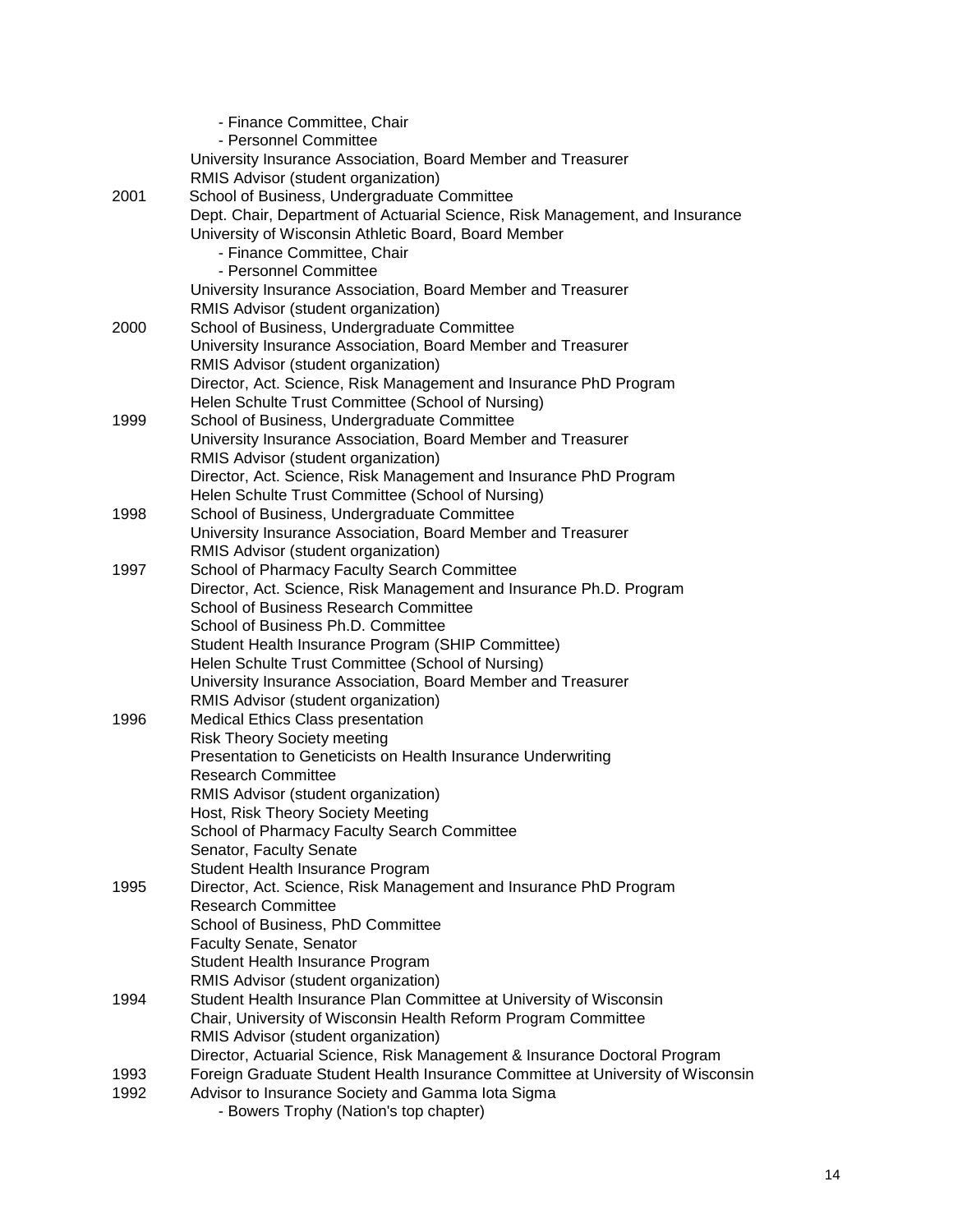- Finance Committee, Chair
- Personnel Committee

University Insurance Association, Board Member and Treasurer
RMIS Advisor (student organization)

2001 School of Business, Undergraduate Committee
Dept. Chair, Department of Actuarial Science, Risk Management, and Insurance
University of Wisconsin Athletic Board, Board Member

- Finance Committee, Chair
- Personnel Committee

University Insurance Association, Board Member and Treasurer
RMIS Advisor (student organization)

2000 School of Business, Undergraduate Committee
University Insurance Association, Board Member and Treasurer
RMIS Advisor (student organization)
Director, Act. Science, Risk Management and Insurance PhD Program
Helen Schulte Trust Committee (School of Nursing)

1999 School of Business, Undergraduate Committee
University Insurance Association, Board Member and Treasurer
RMIS Advisor (student organization)
Director, Act. Science, Risk Management and Insurance PhD Program
Helen Schulte Trust Committee (School of Nursing)

1998 School of Business, Undergraduate Committee
University Insurance Association, Board Member and Treasurer
RMIS Advisor (student organization)

1997 School of Pharmacy Faculty Search Committee
Director, Act. Science, Risk Management and Insurance Ph.D. Program
School of Business Research Committee
School of Business Ph.D. Committee
Student Health Insurance Program (SHIP Committee)
Helen Schulte Trust Committee (School of Nursing)
University Insurance Association, Board Member and Treasurer
RMIS Advisor (student organization)

1996 Medical Ethics Class presentation
Risk Theory Society meeting
Presentation to Geneticists on Health Insurance Underwriting
Research Committee
RMIS Advisor (student organization)
Host, Risk Theory Society Meeting
School of Pharmacy Faculty Search Committee
Senator, Faculty Senate
Student Health Insurance Program

1995 Director, Act. Science, Risk Management and Insurance PhD Program
Research Committee
School of Business, PhD Committee
Faculty Senate, Senator
Student Health Insurance Program
RMIS Advisor (student organization)

1994 Student Health Insurance Plan Committee at University of Wisconsin
Chair, University of Wisconsin Health Reform Program Committee
RMIS Advisor (student organization)
Director, Actuarial Science, Risk Management & Insurance Doctoral Program

1993 Foreign Graduate Student Health Insurance Committee at University of Wisconsin

1992 Advisor to Insurance Society and Gamma Iota Sigma

- Bowers Trophy (Nation's top chapter)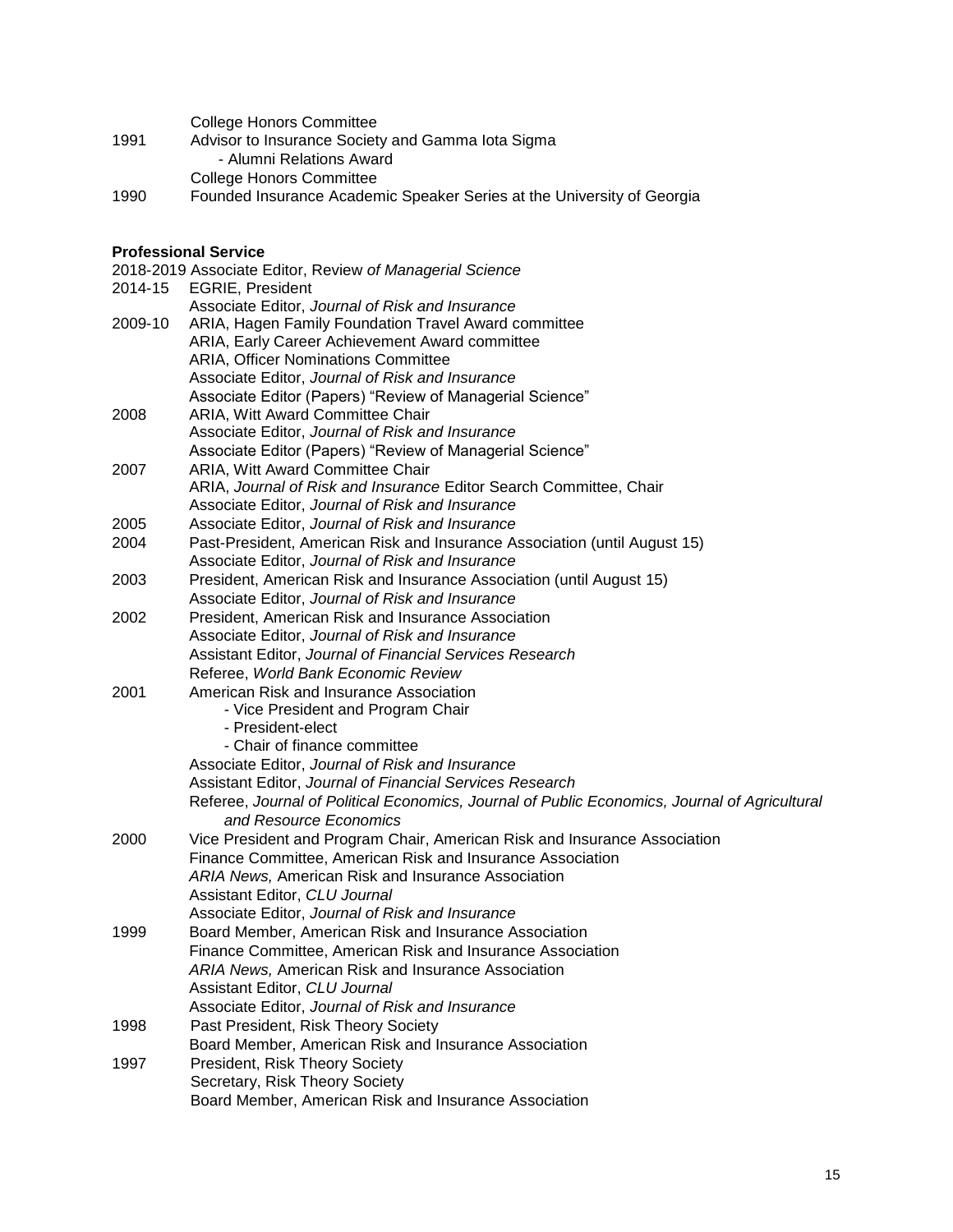College Honors Committee

1991 Advisor to Insurance Society and Gamma Iota Sigma
- Alumni Relations Award

College Honors Committee

1990 Founded Insurance Academic Speaker Series at the University of Georgia

**Professional Service**

2018-2019 Associate Editor, Review *of Managerial Science*

2014-15 EGRIE, President
Associate Editor, *Journal of Risk and Insurance*

2009-10 ARIA, Hagen Family Foundation Travel Award committee
ARIA, Early Career Achievement Award committee
ARIA, Officer Nominations Committee
Associate Editor, *Journal of Risk and Insurance*
Associate Editor (Papers) "Review of Managerial Science"

2008 ARIA, Witt Award Committee Chair
Associate Editor, *Journal of Risk and Insurance*
Associate Editor (Papers) "Review of Managerial Science"

2007 ARIA, Witt Award Committee Chair
ARIA, *Journal of Risk and Insurance* Editor Search Committee, Chair
Associate Editor, *Journal of Risk and Insurance*

2005 Associate Editor, *Journal of Risk and Insurance*

2004 Past-President, American Risk and Insurance Association (until August 15)
Associate Editor, *Journal of Risk and Insurance*

2003 President, American Risk and Insurance Association (until August 15)
Associate Editor, *Journal of Risk and Insurance*

2002 President, American Risk and Insurance Association
Associate Editor, *Journal of Risk and Insurance*
Assistant Editor, *Journal of Financial Services Research*
Referee, *World Bank Economic Review*

2001 American Risk and Insurance Association
- Vice President and Program Chair
- President-elect
- Chair of finance committee

Associate Editor, *Journal of Risk and Insurance*
Assistant Editor, *Journal of Financial Services Research*
Referee, *Journal of Political Economics, Journal of Public Economics, Journal of Agricultural and Resource Economics*

2000 Vice President and Program Chair, American Risk and Insurance Association
Finance Committee, American Risk and Insurance Association
*ARIA News,* American Risk and Insurance Association
Assistant Editor, *CLU Journal*
Associate Editor, *Journal of Risk and Insurance*

1999 Board Member, American Risk and Insurance Association
Finance Committee, American Risk and Insurance Association
*ARIA News,* American Risk and Insurance Association
Assistant Editor, *CLU Journal*
Associate Editor, *Journal of Risk and Insurance*

1998 Past President, Risk Theory Society
Board Member, American Risk and Insurance Association

1997 President, Risk Theory Society
Secretary, Risk Theory Society
Board Member, American Risk and Insurance Association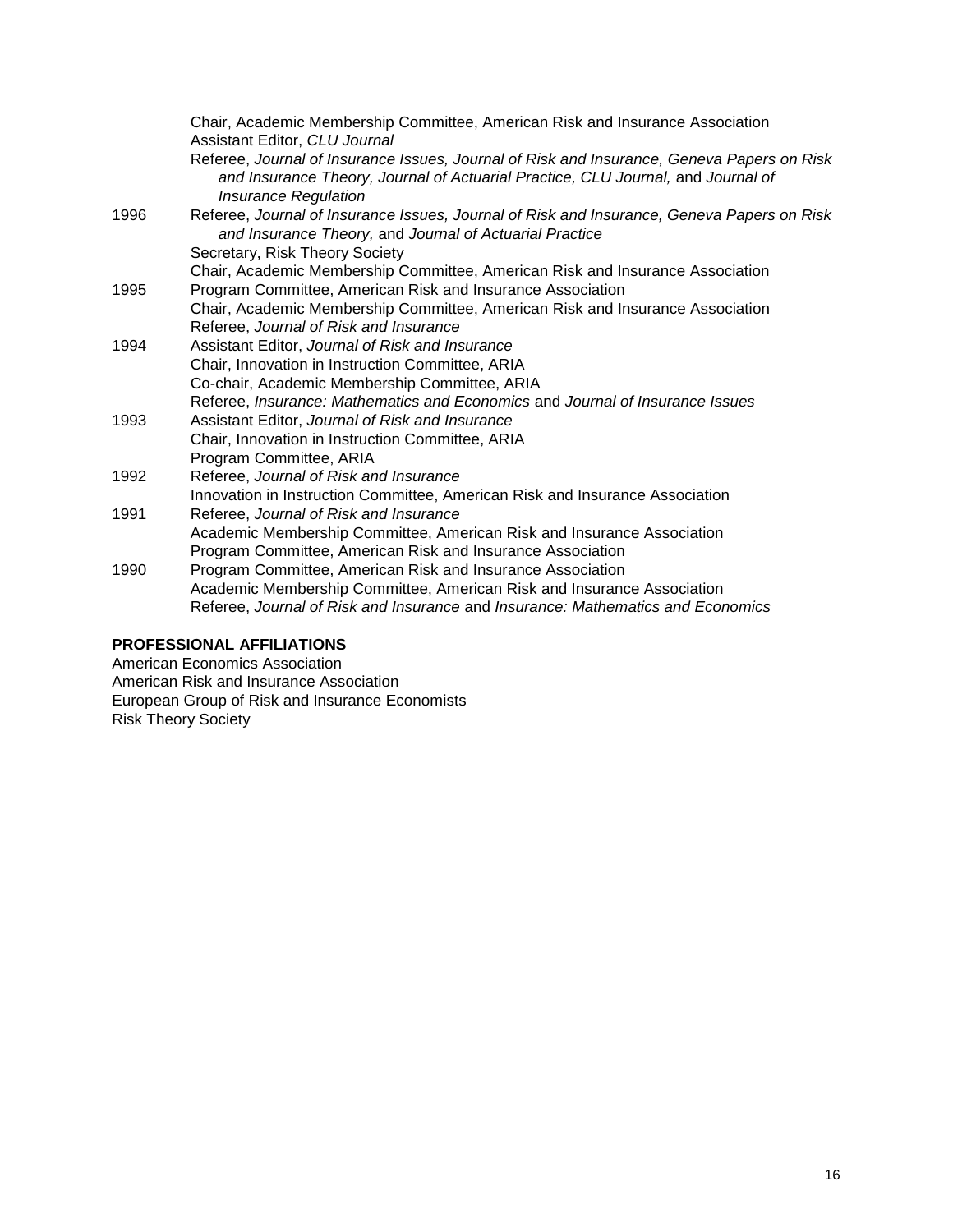| | |
|---|---|
| | Chair, Academic Membership Committee, American Risk and Insurance Association |
| | Assistant Editor, *CLU Journal* |
| | Referee, *Journal of Insurance Issues, Journal of Risk and Insurance, Geneva Papers on Risk and Insurance Theory, Journal of Actuarial Practice, CLU Journal,* and *Journal of Insurance Regulation* |
| 1996 | Referee, *Journal of Insurance Issues, Journal of Risk and Insurance, Geneva Papers on Risk and Insurance Theory,* and *Journal of Actuarial Practice* |
| | Secretary, Risk Theory Society |
| | Chair, Academic Membership Committee, American Risk and Insurance Association |
| 1995 | Program Committee, American Risk and Insurance Association |
| | Chair, Academic Membership Committee, American Risk and Insurance Association |
| | Referee, *Journal of Risk and Insurance* |
| 1994 | Assistant Editor, *Journal of Risk and Insurance* |
| | Chair, Innovation in Instruction Committee, ARIA |
| | Co-chair, Academic Membership Committee, ARIA |
| | Referee, *Insurance: Mathematics and Economics* and *Journal of Insurance Issues* |
| 1993 | Assistant Editor, *Journal of Risk and Insurance* |
| | Chair, Innovation in Instruction Committee, ARIA |
| | Program Committee, ARIA |
| 1992 | Referee, *Journal of Risk and Insurance* |
| | Innovation in Instruction Committee, American Risk and Insurance Association |
| 1991 | Referee, *Journal of Risk and Insurance* |
| | Academic Membership Committee, American Risk and Insurance Association |
| | Program Committee, American Risk and Insurance Association |
| 1990 | Program Committee, American Risk and Insurance Association |
| | Academic Membership Committee, American Risk and Insurance Association |
| | Referee, *Journal of Risk and Insurance* and *Insurance: Mathematics and Economics* |

**PROFESSIONAL AFFILIATIONS**

American Economics Association
American Risk and Insurance Association
European Group of Risk and Insurance Economists
Risk Theory Society